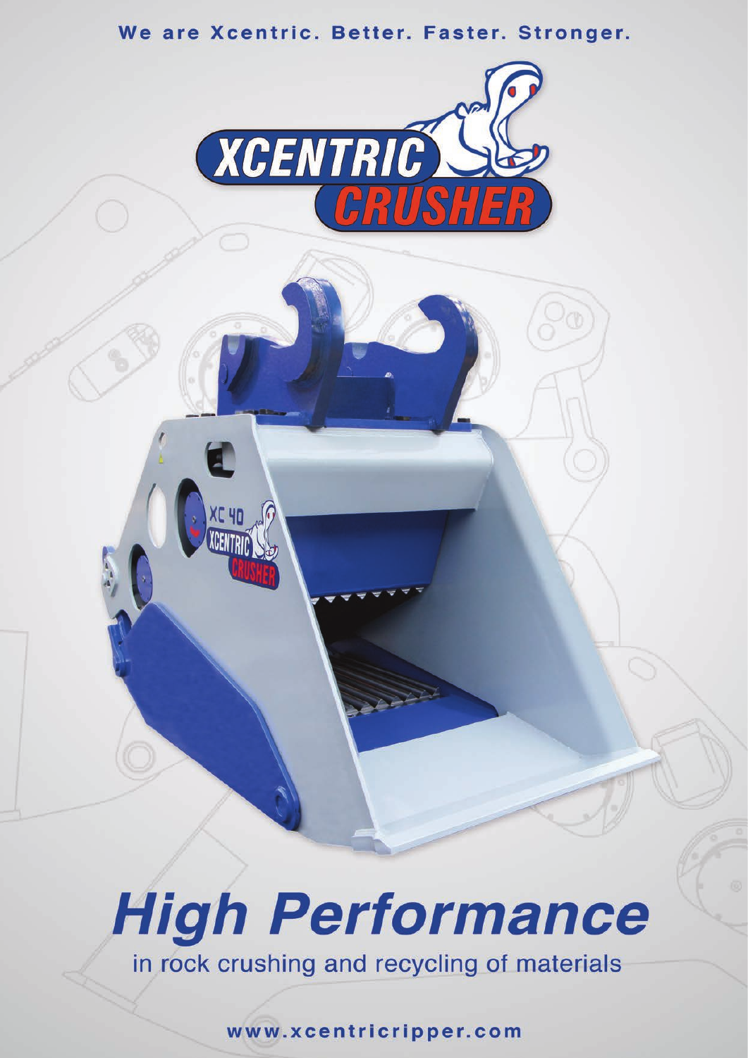We are Xcentric. Better. Faster. Stronger.

XCENTRIC CRUSHER

# High Performance

in rock crushing and recycling of materials

www.xcentricripper.com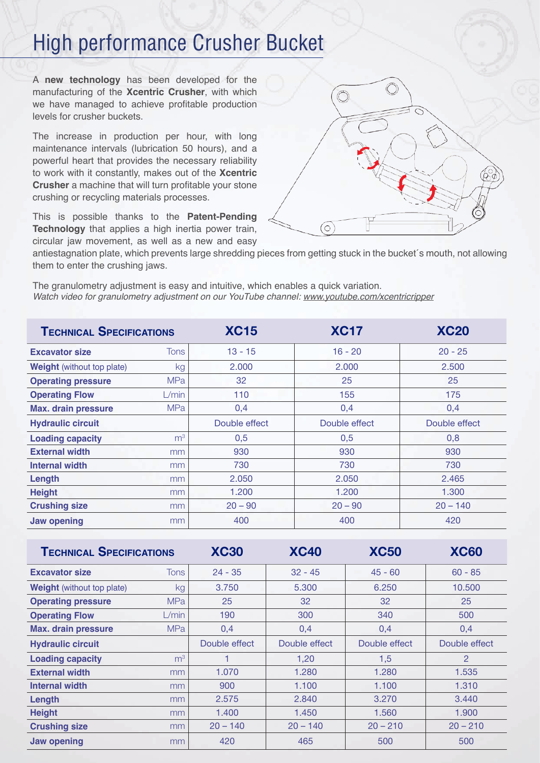# High performance Crusher Bucket

A **new technology** has been developed for the manufacturing of the **Xcentric Crusher**, with which we have managed to achieve profitable production levels for crusher buckets.

The increase in production per hour, with long maintenance intervals (lubrication 50 hours), and a powerful heart that provides the necessary reliability to work with it constantly, makes out of the **Xcentric Crusher** a machine that will turn profitable your stone crushing or recycling materials processes.

This is possible thanks to the **Patent-Pending Technology** that applies a high inertia power train, circular jaw movement, as well as a new and easy antiestagnation plate, which prevents large shredding pieces from getting stuck in the bucket´s mouth, not allowing them to enter the crushing jaws.

The granulometry adjustment is easy and intuitive, which enables a quick variation.
*Watch video for granulometry adjustment on our YouTube channel: www.youtube.com/xcentricripper*

| **Technical Specifications** | | **XC15** | **XC17** | **XC20** |
|---|---|---|---|---|
| **Excavator size** | Tons | 13 - 15 | 16 - 20 | 20 - 25 |
| **Weight** (without top plate) | kg | 2.000 | 2.000 | 2.500 |
| **Operating pressure** | MPa | 32 | 25 | 25 |
| **Operating Flow** | L/min | 110 | 155 | 175 |
| **Max. drain pressure** | MPa | 0,4 | 0,4 | 0,4 |
| **Hydraulic circuit** | | Double effect | Double effect | Double effect |
| **Loading capacity** | $m^3$ | 0,5 | 0,5 | 0,8 |
| **External width** | mm | 930 | 930 | 930 |
| **Internal width** | mm | 730 | 730 | 730 |
| **Length** | mm | 2.050 | 2.050 | 2.465 |
| **Height** | mm | 1.200 | 1.200 | 1.300 |
| **Crushing size** | mm | 20 – 90 | 20 – 90 | 20 – 140 |
| **Jaw opening** | mm | 400 | 400 | 420 |

| **Technical Specifications** | | **XC30** | **XC40** | **XC50** | **XC60** |
|---|---|---|---|---|---|
| **Excavator size** | Tons | 24 - 35 | 32 - 45 | 45 - 60 | 60 - 85 |
| **Weight** (without top plate) | kg | 3.750 | 5.300 | 6.250 | 10.500 |
| **Operating pressure** | MPa | 25 | 32 | 32 | 25 |
| **Operating Flow** | L/min | 190 | 300 | 340 | 500 |
| **Max. drain pressure** | MPa | 0,4 | 0,4 | 0,4 | 0,4 |
| **Hydraulic circuit** | | Double effect | Double effect | Double effect | Double effect |
| **Loading capacity** | $m^3$ | 1 | 1,20 | 1,5 | 2 |
| **External width** | mm | 1.070 | 1.280 | 1.280 | 1.535 |
| **Internal width** | mm | 900 | 1.100 | 1.100 | 1.310 |
| **Length** | mm | 2.575 | 2.840 | 3.270 | 3.440 |
| **Height** | mm | 1.400 | 1.450 | 1.560 | 1.900 |
| **Crushing size** | mm | 20 – 140 | 20 – 140 | 20 – 210 | 20 – 210 |
| **Jaw opening** | mm | 420 | 465 | 500 | 500 |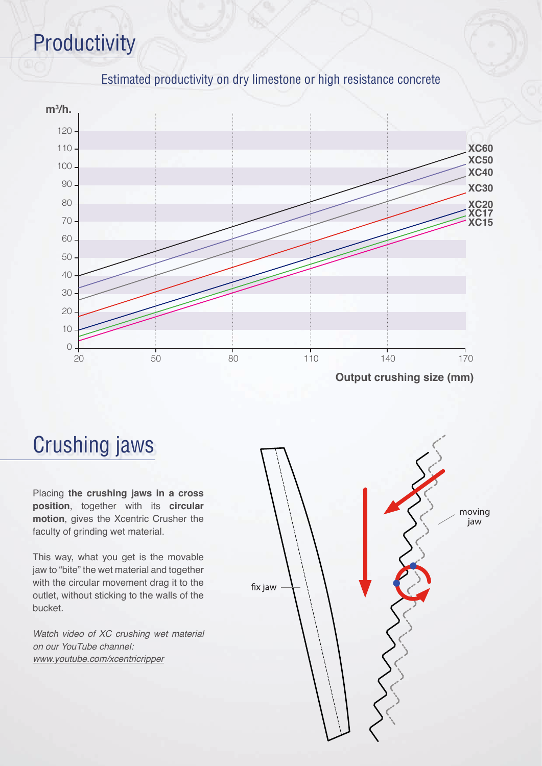# Productivity

Estimated productivity on dry limestone or high resistance concrete

m³/h.

120
110
100
90
80
70
60
50
40
30
20
10
0

20 50 80 110 140 170

Output crushing size (mm)

XC60
XC50
XC40
XC30
XC20
XC17
XC15

# Crushing jaws

Placing **the crushing jaws in a cross position**, together with its **circular motion**, gives the Xcentric Crusher the faculty of grinding wet material.

This way, what you get is the movable jaw to "bite" the wet material and together with the circular movement drag it to the outlet, without sticking to the walls of the bucket.

*Watch video of XC crushing wet material on our YouTube channel:*
*www.youtube.com/xcentricripper*

fix jaw

moving jaw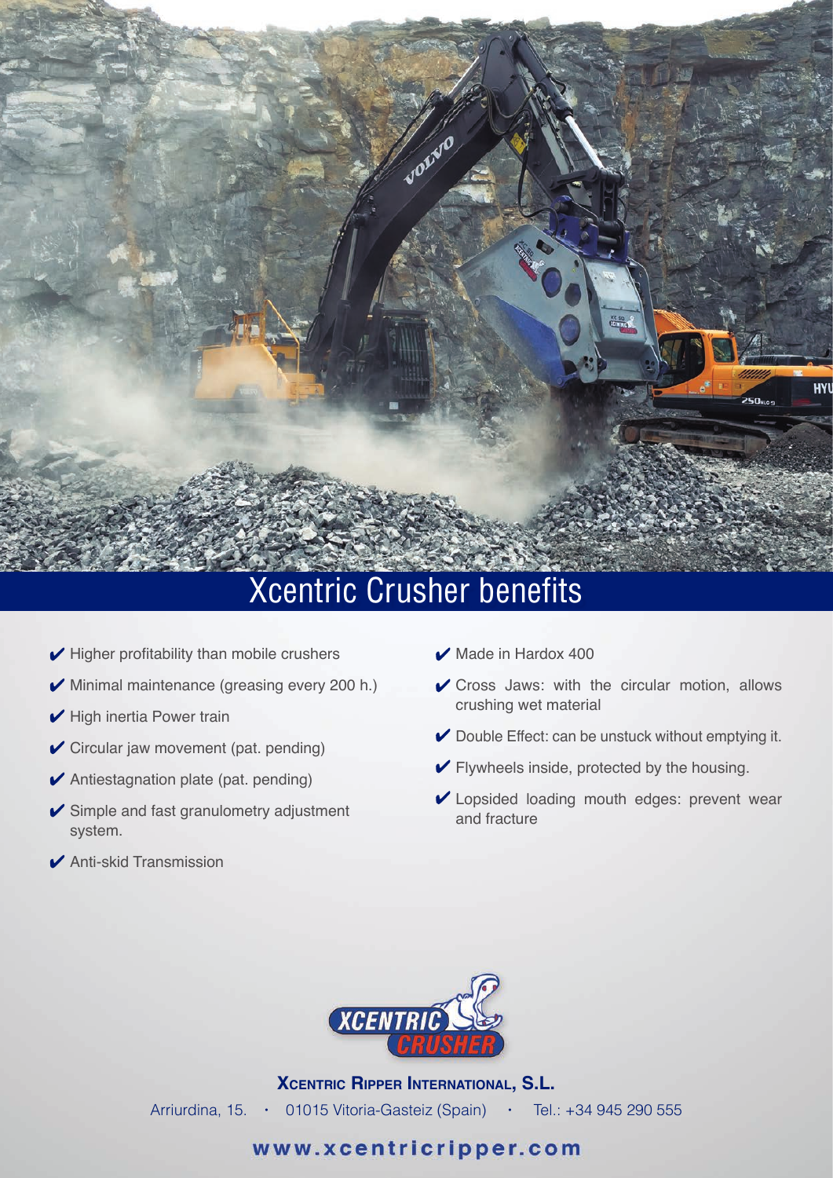# Xcentric Crusher benefits

- ✔ Higher profitability than mobile crushers
- ✔ Minimal maintenance (greasing every 200 h.)
- ✔ High inertia Power train
- ✔ Circular jaw movement (pat. pending)
- ✔ Antiestagnation plate (pat. pending)
- ✔ Simple and fast granulometry adjustment system.
- ✔ Anti-skid Transmission
- ✔ Made in Hardox 400
- ✔ Cross Jaws: with the circular motion, allows crushing wet material
- ✔ Double Effect: can be unstuck without emptying it.
- ✔ Flywheels inside, protected by the housing.
- ✔ Lopsided loading mouth edges: prevent wear and fracture

**XCENTRIC RIPPER INTERNATIONAL, S.L.**

Arriurdina, 15. • 01015 Vitoria-Gasteiz (Spain) • Tel.: +34 945 290 555

**www.xcentricripper.com**